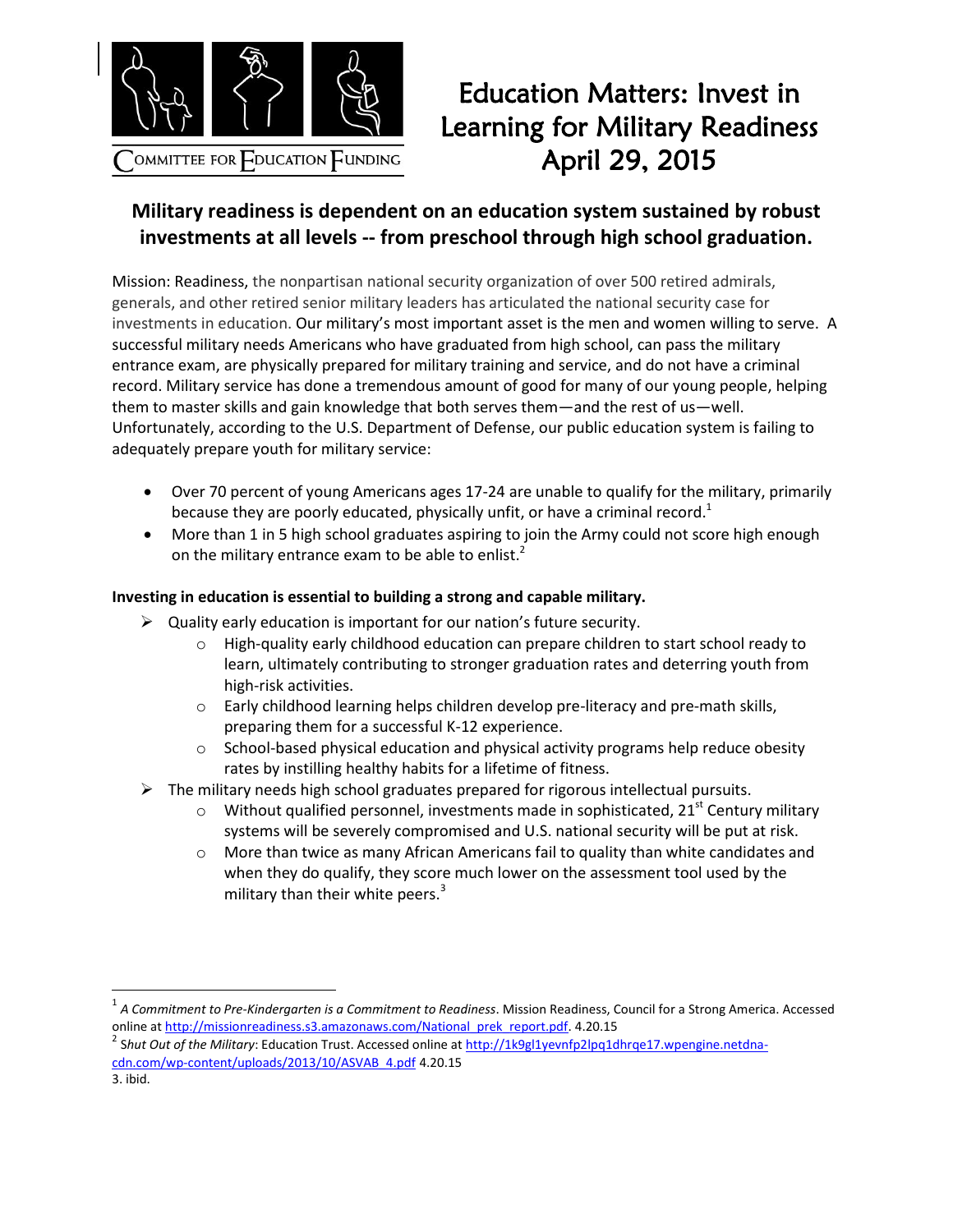COMMITTEE FOR EDUCATION FUNDING

# Education Matters: Invest in Learning for Military Readiness April 29, 2015

## Military readiness is dependent on an education system sustained by robust investments at all levels -- from preschool through high school graduation.

Mission: Readiness, the nonpartisan national security organization of over 500 retired admirals, generals, and other retired senior military leaders has articulated the national security case for investments in education. Our military's most important asset is the men and women willing to serve. A successful military needs Americans who have graduated from high school, can pass the military entrance exam, are physically prepared for military training and service, and do not have a criminal record. Military service has done a tremendous amount of good for many of our young people, helping them to master skills and gain knowledge that both serves them—and the rest of us—well. Unfortunately, according to the U.S. Department of Defense, our public education system is failing to adequately prepare youth for military service:

- Over 70 percent of young Americans ages 17-24 are unable to qualify for the military, primarily because they are poorly educated, physically unfit, or have a criminal record.[1]
- More than 1 in 5 high school graduates aspiring to join the Army could not score high enough on the military entrance exam to be able to enlist.[2]

**Investing in education is essential to building a strong and capable military.**

- Quality early education is important for our nation's future security.
  - High-quality early childhood education can prepare children to start school ready to learn, ultimately contributing to stronger graduation rates and deterring youth from high-risk activities.
  - Early childhood learning helps children develop pre-literacy and pre-math skills, preparing them for a successful K-12 experience.
  - School-based physical education and physical activity programs help reduce obesity rates by instilling healthy habits for a lifetime of fitness.
- The military needs high school graduates prepared for rigorous intellectual pursuits.
  - Without qualified personnel, investments made in sophisticated, 21st Century military systems will be severely compromised and U.S. national security will be put at risk.
  - More than twice as many African Americans fail to quality than white candidates and when they do qualify, they score much lower on the assessment tool used by the military than their white peers.[3]

---

[1] *A Commitment to Pre-Kindergarten is a Commitment to Readiness*. Mission Readiness, Council for a Strong America. Accessed online at http://missionreadiness.s3.amazonaws.com/National_prek_report.pdf. 4.20.15

[2] *Shut Out of the Military*: Education Trust. Accessed online at http://1k9gl1yevnfp2lpq1dhrqe17.wpengine.netdna-cdn.com/wp-content/uploads/2013/10/ASVAB_4.pdf 4.20.15

3. ibid.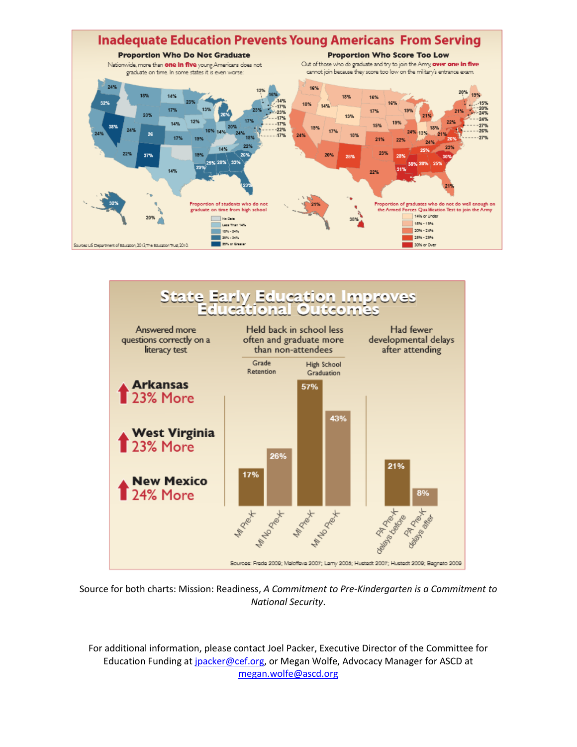# Inadequate Education Prevents Young Americans From Serving

**Proportion Who Do Not Graduate**

Nationwide, more than **one in five** young Americans does not graduate on time. In some states it is even worse:

**Proportion Who Score Too Low**

Out of those who do graduate and try to join the Army, **over one in five** cannot join because they score too low on the military's entrance exam.

Proportion of students who do not graduate on time from high school

No Data
Less Than 14%
15% - 24%
25% - 34%
35% or Greater

Proportion of graduates who do not do well enough on the Armed Forces Qualification Test to join the Army

14% or Under
15% - 19%
20% - 24%
25% - 29%
30% or Over

Sources: US Department of Education, 2013; The Education Trust, 2010

# State Early Education Improves Educational Outcomes

Answered more questions correctly on a literacy test

Arkansas 23% More

West Virginia 23% More

New Mexico 24% More

Held back in school less often and graduate more than non-attendees

Grade Retention

High School Graduation

17%
26%
57%
43%

MI Pre-K
MI No Pre-K
MI Pre-K
MI No Pre-K

Had fewer developmental delays after attending

21%
8%

PA Pre-K delays before
PA Pre-K delays after

Sources: Frede 2009; Malofeva 2007; Lamy 2005; Hustedt 2007; Hustedt 2009; Bagnato 2009

Source for both charts: Mission: Readiness, *A Commitment to Pre-Kindergarten is a Commitment to National Security*.

For additional information, please contact Joel Packer, Executive Director of the Committee for Education Funding at jpacker@cef.org, or Megan Wolfe, Advocacy Manager for ASCD at megan.wolfe@ascd.org